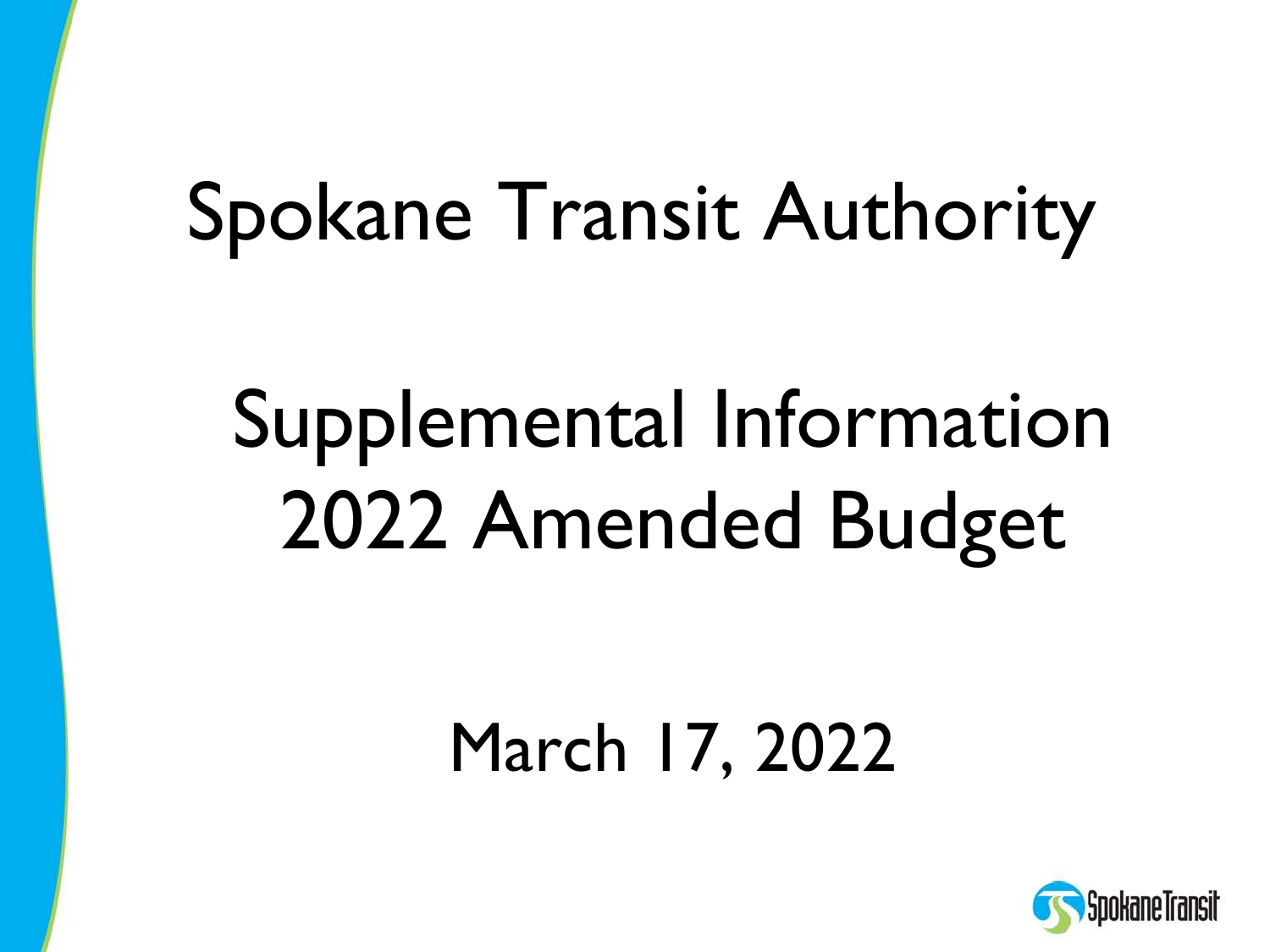# Spokane Transit Authority

## Supplemental Information
## 2022 Amended Budget

March 17, 2022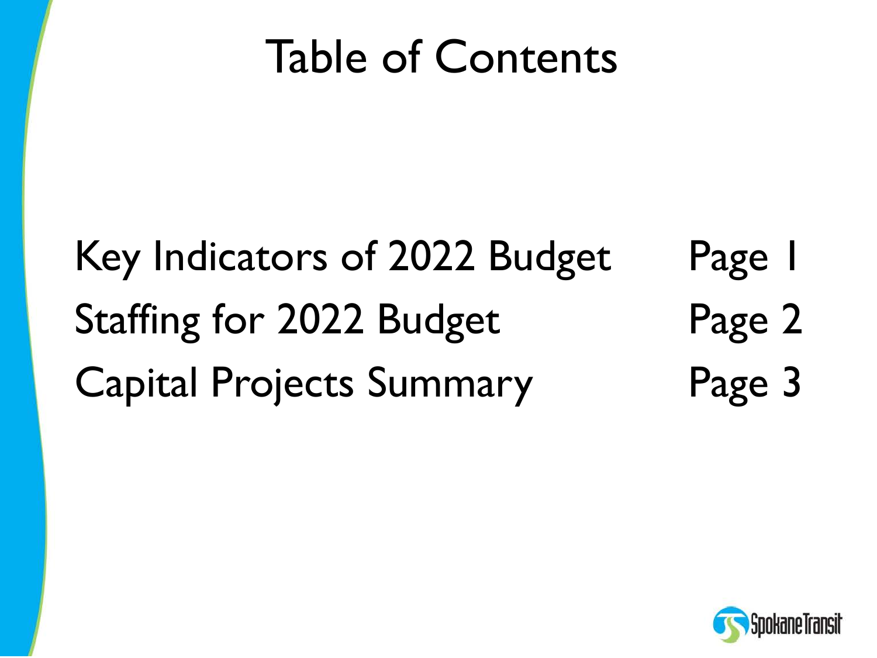# Table of Contents

| | |
|---|---|
| Key Indicators of 2022 Budget | Page 1 |
| Staffing for 2022 Budget | Page 2 |
| Capital Projects Summary | Page 3 |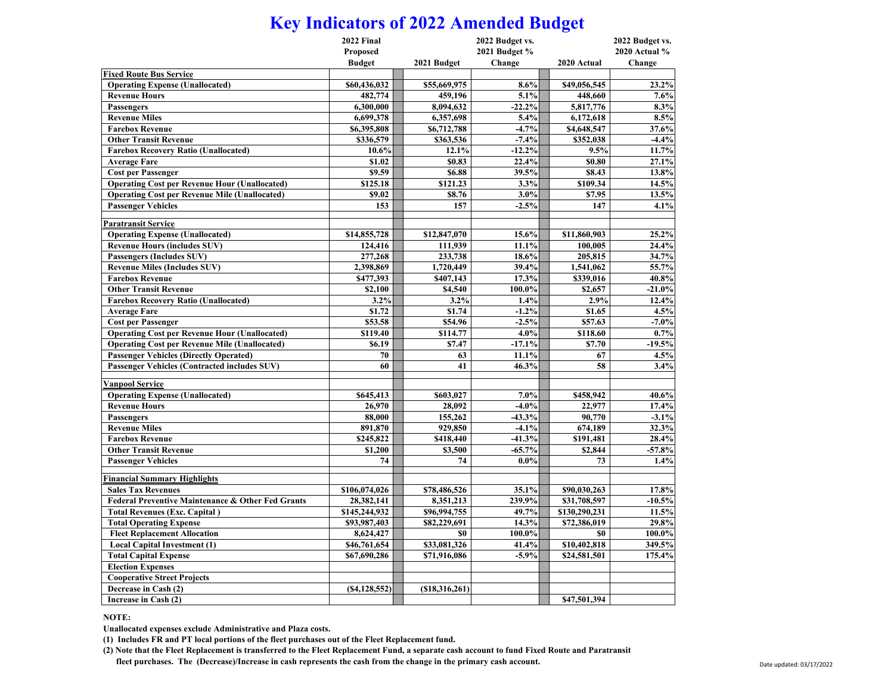# Key Indicators of 2022 Amended Budget

| | 2022 Final Proposed Budget | 2021 Budget | 2022 Budget vs. 2021 Budget % Change | 2020 Actual | 2022 Budget vs. 2020 Actual % Change |
|---|---|---|---|---|---|
| **Fixed Route Bus Service** | | | | | |
| Operating Expense (Unallocated) | $60,436,032 | $55,669,975 | 8.6% | $49,056,545 | 23.2% |
| Revenue Hours | 482,774 | 459,196 | 5.1% | 448,660 | 7.6% |
| Passengers | 6,300,000 | 8,094,632 | -22.2% | 5,817,776 | 8.3% |
| Revenue Miles | 6,699,378 | 6,357,698 | 5.4% | 6,172,618 | 8.5% |
| Farebox Revenue | $6,395,808 | $6,712,788 | -4.7% | $4,648,547 | 37.6% |
| Other Transit Revenue | $336,579 | $363,536 | -7.4% | $352,038 | -4.4% |
| Farebox Recovery Ratio (Unallocated) | 10.6% | 12.1% | -12.2% | 9.5% | 11.7% |
| Average Fare | $1.02 | $0.83 | 22.4% | $0.80 | 27.1% |
| Cost per Passenger | $9.59 | $6.88 | 39.5% | $8.43 | 13.8% |
| Operating Cost per Revenue Hour (Unallocated) | $125.18 | $121.23 | 3.3% | $109.34 | 14.5% |
| Operating Cost per Revenue Mile (Unallocated) | $9.02 | $8.76 | 3.0% | $7.95 | 13.5% |
| Passenger Vehicles | 153 | 157 | -2.5% | 147 | 4.1% |
| | | | | | |
| **Paratransit Service** | | | | | |
| Operating Expense (Unallocated) | $14,855,728 | $12,847,070 | 15.6% | $11,860,903 | 25.2% |
| Revenue Hours (includes SUV) | 124,416 | 111,939 | 11.1% | 100,005 | 24.4% |
| Passengers (Includes SUV) | 277,268 | 233,738 | 18.6% | 205,815 | 34.7% |
| Revenue Miles (Includes SUV) | 2,398,869 | 1,720,449 | 39.4% | 1,541,062 | 55.7% |
| Farebox Revenue | $477,393 | $407,143 | 17.3% | $339,016 | 40.8% |
| Other Transit Revenue | $2,100 | $4,540 | 100.0% | $2,657 | -21.0% |
| Farebox Recovery Ratio (Unallocated) | 3.2% | 3.2% | 1.4% | 2.9% | 12.4% |
| Average Fare | $1.72 | $1.74 | -1.2% | $1.65 | 4.5% |
| Cost per Passenger | $53.58 | $54.96 | -2.5% | $57.63 | -7.0% |
| Operating Cost per Revenue Hour (Unallocated) | $119.40 | $114.77 | 4.0% | $118.60 | 0.7% |
| Operating Cost per Revenue Mile (Unallocated) | $6.19 | $7.47 | -17.1% | $7.70 | -19.5% |
| Passenger Vehicles (Directly Operated) | 70 | 63 | 11.1% | 67 | 4.5% |
| Passenger Vehicles (Contracted includes SUV) | 60 | 41 | 46.3% | 58 | 3.4% |
| | | | | | |
| **Vanpool Service** | | | | | |
| Operating Expense (Unallocated) | $645,413 | $603,027 | 7.0% | $458,942 | 40.6% |
| Revenue Hours | 26,970 | 28,092 | -4.0% | 22,977 | 17.4% |
| Passengers | 88,000 | 155,262 | -43.3% | 90,770 | -3.1% |
| Revenue Miles | 891,870 | 929,850 | -4.1% | 674,189 | 32.3% |
| Farebox Revenue | $245,822 | $418,440 | -41.3% | $191,481 | 28.4% |
| Other Transit Revenue | $1,200 | $3,500 | -65.7% | $2,844 | -57.8% |
| Passenger Vehicles | 74 | 74 | 0.0% | 73 | 1.4% |
| | | | | | |
| **Financial Summary Highlights** | | | | | |
| Sales Tax Revenues | $106,074,026 | $78,486,526 | 35.1% | $90,030,263 | 17.8% |
| Federal Preventive Maintenance & Other Fed Grants | 28,382,141 | 8,351,213 | 239.9% | $31,708,597 | -10.5% |
| Total Revenues (Exc. Capital ) | $145,244,932 | $96,994,755 | 49.7% | $130,290,231 | 11.5% |
| Total Operating Expense | $93,987,403 | $82,229,691 | 14.3% | $72,386,019 | 29.8% |
| Fleet Replacement Allocation | 8,624,427 | $0 | 100.0% | $0 | 100.0% |
| Local Capital Investment (1) | $46,761,654 | $33,081,326 | 41.4% | $10,402,818 | 349.5% |
| Total Capital Expense | $67,690,286 | $71,916,086 | -5.9% | $24,581,501 | 175.4% |
| Election Expenses | | | | | |
| Cooperative Street Projects | | | | | |
| Decrease in Cash (2) | ($4,128,552) | ($18,316,261) | | | |
| Increase in Cash (2) | | | | $47,501,394 | |

**NOTE:**

Unallocated expenses exclude Administrative and Plaza costs.

(1) Includes FR and PT local portions of the fleet purchases out of the Fleet Replacement fund.

(2) Note that the Fleet Replacement is transferred to the Fleet Replacement Fund, a separate cash account to fund Fixed Route and Paratransit fleet purchases. The (Decrease)/Increase in cash represents the cash from the change in the primary cash account.

Date updated: 03/17/2022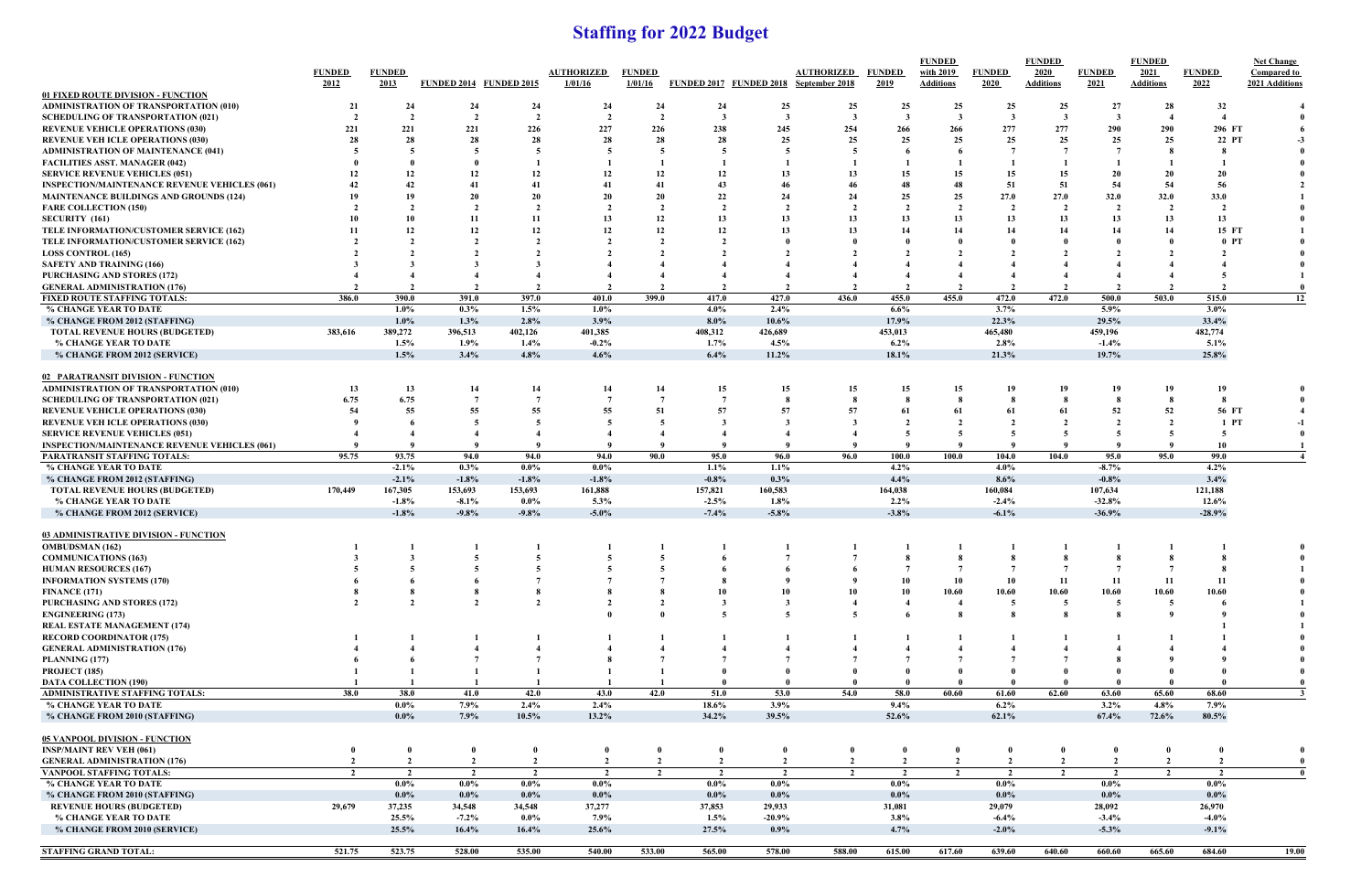# Staffing for 2022 Budget

| | FUNDED 2012 | FUNDED 2013 | FUNDED 2014 | FUNDED 2015 | AUTHORIZED 1/01/16 | FUNDED 1/01/16 | FUNDED 2017 | FUNDED 2018 | AUTHORIZED September 2018 | FUNDED 2019 | FUNDED with 2019 Additions | FUNDED 2020 | FUNDED 2020 Additions | FUNDED 2021 | FUNDED 2021 Additions | FUNDED 2022 | Net Change Compared to 2021 Additions |
|---|---|---|---|---|---|---|---|---|---|---|---|---|---|---|---|---|---|
| **01 FIXED ROUTE DIVISION - FUNCTION** | | | | | | | | | | | | | | | | | |
| ADMINISTRATION OF TRANSPORTATION (010) | 21 | 24 | 24 | 24 | 24 | 24 | 24 | 25 | 25 | 25 | 25 | 25 | 25 | 27 | 28 | 32 | 4 |
| SCHEDULING OF TRANSPORTATION (021) | 2 | 2 | 2 | 2 | 2 | 2 | 3 | 3 | 3 | 3 | 3 | 3 | 3 | 3 | 4 | 4 | 0 |
| REVENUE VEHICLE OPERATIONS (030) | 221 | 221 | 221 | 226 | 227 | 226 | 238 | 245 | 254 | 266 | 266 | 277 | 277 | 290 | 290 | 296 FT | 6 |
| REVENUE VEH ICLE OPERATIONS (030) | 28 | 28 | 28 | 28 | 28 | 28 | 28 | 25 | 25 | 25 | 25 | 25 | 25 | 25 | 25 | 22 PT | -3 |
| ADMINISTRATION OF MAINTENANCE (041) | 5 | 5 | 5 | 5 | 5 | 5 | 5 | 5 | 5 | 6 | 6 | 7 | 7 | 7 | 8 | 8 | 0 |
| FACILITIES ASST. MANAGER (042) | 0 | 0 | 0 | 1 | 1 | 1 | 1 | 1 | 1 | 1 | 1 | 1 | 1 | 1 | 1 | 1 | 0 |
| SERVICE REVENUE VEHICLES (051) | 12 | 12 | 12 | 12 | 12 | 12 | 12 | 13 | 13 | 15 | 15 | 15 | 15 | 20 | 20 | 20 | 0 |
| INSPECTION/MAINTENANCE REVENUE VEHICLES (061) | 42 | 42 | 41 | 41 | 41 | 41 | 43 | 46 | 46 | 48 | 48 | 51 | 51 | 54 | 54 | 56 | 2 |
| MAINTENANCE BUILDINGS AND GROUNDS (124) | 19 | 19 | 20 | 20 | 20 | 20 | 22 | 24 | 24 | 25 | 25 | 27.0 | 27.0 | 32.0 | 32.0 | 33.0 | 1 |
| FARE COLLECTION (150) | 2 | 2 | 2 | 2 | 2 | 2 | 2 | 2 | 2 | 2 | 2 | 2 | 2 | 2 | 2 | 2 | 0 |
| SECURITY (161) | 10 | 10 | 11 | 11 | 13 | 12 | 13 | 13 | 13 | 13 | 13 | 13 | 13 | 13 | 13 | 13 | 0 |
| TELE INFORMATION/CUSTOMER SERVICE (162) | 11 | 12 | 12 | 12 | 12 | 12 | 12 | 13 | 13 | 14 | 14 | 14 | 14 | 14 | 14 | 15 FT | 1 |
| TELE INFORMATION/CUSTOMER SERVICE (162) | 2 | 2 | 2 | 2 | 2 | 2 | 2 | 0 | 0 | 0 | 0 | 0 | 0 | 0 | 0 | 0 PT | 0 |
| LOSS CONTROL (165) | 2 | 2 | 2 | 2 | 2 | 2 | 2 | 2 | 2 | 2 | 2 | 2 | 2 | 2 | 2 | 2 | 0 |
| SAFETY AND TRAINING (166) | 3 | 3 | 3 | 3 | 4 | 4 | 4 | 4 | 4 | 4 | 4 | 4 | 4 | 4 | 4 | 4 | 0 |
| PURCHASING AND STORES (172) | 4 | 4 | 4 | 4 | 4 | 4 | 4 | 4 | 4 | 4 | 4 | 4 | 4 | 4 | 4 | 5 | 1 |
| GENERAL ADMINISTRATION (176) | 2 | 2 | 2 | 2 | 2 | 2 | 2 | 2 | 2 | 2 | 2 | 2 | 2 | 2 | 2 | 2 | 0 |
| **FIXED ROUTE STAFFING TOTALS:** | 386.0 | 390.0 | 391.0 | 397.0 | 401.0 | 399.0 | 417.0 | 427.0 | 436.0 | 455.0 | 455.0 | 472.0 | 472.0 | 500.0 | 503.0 | 515.0 | 12 |
| % CHANGE YEAR TO DATE | | 1.0% | 0.3% | 1.5% | 1.0% | | 4.0% | 2.4% | | 6.6% | | 3.7% | | 5.9% | | 3.0% | |
| % CHANGE FROM 2012 (STAFFING) | | 1.0% | 1.3% | 2.8% | 3.9% | | 8.0% | 10.6% | | 17.9% | | 22.3% | | 29.5% | | 33.4% | |
| TOTAL REVENUE HOURS (BUDGETED) | 383,616 | 389,272 | 396,513 | 402,126 | 401,385 | | 408,312 | 426,689 | | 453,013 | | 465,480 | | 459,196 | | 482,774 | |
| % CHANGE YEAR TO DATE | | 1.5% | 1.9% | 1.4% | -0.2% | | 1.7% | 4.5% | | 6.2% | | 2.8% | | -1.4% | | 5.1% | |
| % CHANGE FROM 2012 (SERVICE) | | 1.5% | 3.4% | 4.8% | 4.6% | | 6.4% | 11.2% | | 18.1% | | 21.3% | | 19.7% | | 25.8% | |
| **02 PARATRANSIT DIVISION - FUNCTION** | | | | | | | | | | | | | | | | | |
| ADMINISTRATION OF TRANSPORTATION (010) | 13 | 13 | 14 | 14 | 14 | 14 | 15 | 15 | 15 | 15 | 15 | 19 | 19 | 19 | 19 | 19 | 0 |
| SCHEDULING OF TRANSPORTATION (021) | 6.75 | 6.75 | 7 | 7 | 7 | 7 | 7 | 8 | 8 | 8 | 8 | 8 | 8 | 8 | 8 | 8 | 0 |
| REVENUE VEHICLE OPERATIONS (030) | 54 | 55 | 55 | 55 | 55 | 51 | 57 | 57 | 57 | 61 | 61 | 61 | 61 | 52 | 52 | 56 FT | 4 |
| REVENUE VEH ICLE OPERATIONS (030) | 9 | 6 | 5 | 5 | 5 | 5 | 3 | 3 | 3 | 2 | 2 | 2 | 2 | 2 | 2 | 1 PT | -1 |
| SERVICE REVENUE VEHICLES (051) | 4 | 4 | 4 | 4 | 4 | 4 | 4 | 4 | 4 | 5 | 5 | 5 | 5 | 5 | 5 | 5 | 0 |
| INSPECTION/MAINTENANCE REVENUE VEHICLES (061) | 9 | 9 | 9 | 9 | 9 | 9 | 9 | 9 | 9 | 9 | 9 | 9 | 9 | 9 | 9 | 10 | 1 |
| **PARATRANSIT STAFFING TOTALS:** | 95.75 | 93.75 | 94.0 | 94.0 | 94.0 | 90.0 | 95.0 | 96.0 | 96.0 | 100.0 | 100.0 | 104.0 | 104.0 | 95.0 | 95.0 | 99.0 | 4 |
| % CHANGE YEAR TO DATE | | -2.1% | 0.3% | 0.0% | 0.0% | | 1.1% | 1.1% | | 4.2% | | 4.0% | | -8.7% | | 4.2% | |
| % CHANGE FROM 2012 (STAFFING) | | -2.1% | -1.8% | -1.8% | -1.8% | | -0.8% | 0.3% | | 4.4% | | 8.6% | | -0.8% | | 3.4% | |
| TOTAL REVENUE HOURS (BUDGETED) | 170,449 | 167,305 | 153,693 | 153,693 | 161,888 | | 157,821 | 160,583 | | 164,038 | | 160,084 | | 107,634 | | 121,188 | |
| % CHANGE YEAR TO DATE | | -1.8% | -8.1% | 0.0% | 5.3% | | -2.5% | 1.8% | | 2.2% | | -2.4% | | -32.8% | | 12.6% | |
| % CHANGE FROM 2012 (SERVICE) | | -1.8% | -9.8% | -9.8% | -5.0% | | -7.4% | -5.8% | | -3.8% | | -6.1% | | -36.9% | | -28.9% | |
| **03 ADMINISTRATIVE DIVISION - FUNCTION** | | | | | | | | | | | | | | | | | |
| OMBUDSMAN (162) | 1 | 1 | 1 | 1 | 1 | 1 | 1 | 1 | 1 | 1 | 1 | 1 | 1 | 1 | 1 | 1 | 0 |
| COMMUNICATIONS (163) | 3 | 3 | 5 | 5 | 5 | 5 | 6 | 7 | 7 | 8 | 8 | 8 | 8 | 8 | 8 | 8 | 0 |
| HUMAN RESOURCES (167) | 5 | 5 | 5 | 5 | 5 | 5 | 6 | 6 | 6 | 7 | 7 | 7 | 7 | 7 | 7 | 8 | 1 |
| INFORMATION SYSTEMS (170) | 6 | 6 | 6 | 7 | 7 | 7 | 8 | 9 | 9 | 10 | 10 | 10 | 11 | 11 | 11 | 11 | 0 |
| FINANCE (171) | 8 | 8 | 8 | 8 | 8 | 8 | 10 | 10 | 10 | 10 | 10.60 | 10.60 | 10.60 | 10.60 | 10.60 | 10.60 | 0 |
| PURCHASING AND STORES (172) | 2 | 2 | 2 | 2 | 2 | 2 | 3 | 3 | 4 | 4 | 4 | 5 | 5 | 5 | 5 | 6 | 1 |
| ENGINEERING (173) | | | | | 0 | 0 | 5 | 5 | 5 | 6 | 8 | 8 | 8 | 8 | 9 | 9 | 0 |
| REAL ESTATE MANAGEMENT (174) | | | | | | | | | | | | | | | | 1 | 1 |
| RECORD COORDINATOR (175) | 1 | 1 | 1 | 1 | 1 | 1 | 1 | 1 | 1 | 1 | 1 | 1 | 1 | 1 | 1 | 1 | 0 |
| GENERAL ADMINISTRATION (176) | 4 | 4 | 4 | 4 | 4 | 4 | 4 | 4 | 4 | 4 | 4 | 4 | 4 | 4 | 4 | 4 | 0 |
| PLANNING (177) | 6 | 6 | 7 | 7 | 8 | 7 | 7 | 7 | 7 | 7 | 7 | 7 | 7 | 8 | 9 | 9 | 0 |
| PROJECT (185) | 1 | 1 | 1 | 1 | 1 | 1 | 0 | 0 | 0 | 0 | 0 | 0 | 0 | 0 | 0 | 0 | 0 |
| DATA COLLECTION (190) | 1 | 1 | 1 | 1 | 1 | 1 | 0 | 0 | 0 | 0 | 0 | 0 | 0 | 0 | 0 | 0 | 0 |
| **ADMINISTRATIVE STAFFING TOTALS:** | 38.0 | 38.0 | 41.0 | 42.0 | 43.0 | 42.0 | 51.0 | 53.0 | 54.0 | 58.0 | 60.60 | 61.60 | 62.60 | 63.60 | 65.60 | 68.60 | 3 |
| % CHANGE YEAR TO DATE | | 0.0% | 7.9% | 2.4% | 2.4% | | 18.6% | 3.9% | | 9.4% | | 6.2% | | 3.2% | 4.8% | 7.9% | |
| % CHANGE FROM 2010 (STAFFING) | | 0.0% | 7.9% | 10.5% | 13.2% | | 34.2% | 39.5% | | 52.6% | | 62.1% | | 67.4% | 72.6% | 80.5% | |
| **05 VANPOOL DIVISION - FUNCTION** | | | | | | | | | | | | | | | | | |
| INSP/MAINT REV VEH (061) | 0 | 0 | 0 | 0 | 0 | 0 | 0 | 0 | 0 | 0 | 0 | 0 | 0 | 0 | 0 | 0 | 0 |
| GENERAL ADMINISTRATION (176) | 2 | 2 | 2 | 2 | 2 | 2 | 2 | 2 | 2 | 2 | 2 | 2 | 2 | 2 | 2 | 2 | 0 |
| **VANPOOL STAFFING TOTALS:** | 2 | 2 | 2 | 2 | 2 | 2 | 2 | 2 | 2 | 2 | 2 | 2 | 2 | 2 | 2 | 2 | 0 |
| % CHANGE YEAR TO DATE | | 0.0% | 0.0% | 0.0% | 0.0% | | 0.0% | 0.0% | | 0.0% | | 0.0% | | 0.0% | | 0.0% | |
| % CHANGE FROM 2010 (STAFFING) | | 0.0% | 0.0% | 0.0% | 0.0% | | 0.0% | 0.0% | | 0.0% | | 0.0% | | 0.0% | | 0.0% | |
| REVENUE HOURS (BUDGETED) | 29,679 | 37,235 | 34,548 | 34,548 | 37,277 | | 37,853 | 29,933 | | 31,081 | | 29,079 | | 28,092 | | 26,970 | |
| % CHANGE YEAR TO DATE | | 25.5% | -7.2% | 0.0% | 7.9% | | 1.5% | -20.9% | | 3.8% | | -6.4% | | -3.4% | | -4.0% | |
| % CHANGE FROM 2010 (SERVICE) | | 25.5% | 16.4% | 16.4% | 25.6% | | 27.5% | 0.9% | | 4.7% | | -2.0% | | -5.3% | | -9.1% | |
| **STAFFING GRAND TOTAL:** | 521.75 | 523.75 | 528.00 | 535.00 | 540.00 | 533.00 | 565.00 | 578.00 | 588.00 | 615.00 | 617.60 | 639.60 | 640.60 | 660.60 | 665.60 | 684.60 | 19.00 |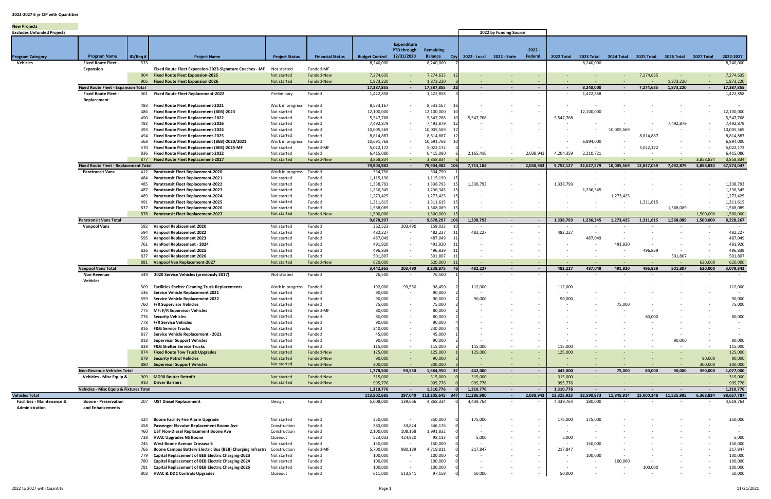## 2022-2027 6 yr CIP with Quantities

**New Projects**
**Excludes Unfunded Projects**

| Program Category | Program Name | ID/Req # | Project Name | Project Status | Financial Status | Budget Control | Expenditure PTD through 12/31/2020 | Remaining Balance | Qty | 2022 - Local | 2022 - State | 2022 - Federal | 2022 Total | 2023 Total | 2024 Total | 2025 Total | 2026 Total | 2027 Total | 2022-2027 |
|---|---|---|---|---|---|---|---|---|---|---|---|---|---|---|---|---|---|---|---|
| | | | | | | | | | | 2022 by Funding Source | | | | | | | | | |
| Vehicles | Fixed Route Fleet - Expansion | 533 | Fixed Route Fleet Expansion-2023-Signature Coaches - MF | Not started | Funded-MF | 8,240,000 | - | 8,240,000 | 7 | - | - | - | - | 8,240,000 | - | - | - | - | 8,240,000 |
| | | 904 | Fixed Route Fleet Expansion-2025 | Not started | Funded-New | 7,274,635 | - | 7,274,635 | 12 | - | - | - | - | - | - | 7,274,635 | - | - | 7,274,635 |
| | | 905 | Fixed Route Fleet Expansion-2026 | Not started | Funded-New | 1,873,220 | - | 1,873,220 | 3 | - | - | - | - | - | - | - | 1,873,220 | - | 1,873,220 |
| | **Fixed Route Fleet - Expansion Total** | | | | | **17,387,855** | **-** | **17,387,855** | **22** | **-** | **-** | **-** | **-** | **8,240,000** | **-** | **7,274,635** | **1,873,220** | **-** | **17,387,855** |
| | Fixed Route Fleet - Replacement | 361 | Fixed Route Fleet Replacement-2022 | Preliminary | Funded | 1,422,858 | - | 1,422,858 | 3 | - | - | - | - | 1,422,858 | - | - | - | - | 1,422,858 |
| | | 483 | Fixed Route Fleet Replacement-2021 | Work in progress | Funded | 8,533,167 | - | 8,533,167 | 16 | - | - | - | - | - | - | - | - | - | - |
| | | 486 | Fixed Route Fleet Replacement (BEB)-2023 | Not started | Funded | 12,100,000 | - | 12,100,000 | 10 | - | - | - | - | 12,100,000 | - | - | - | - | 12,100,000 |
| | | 490 | Fixed Route Fleet Replacement-2022 | Not started | Funded | 5,547,768 | - | 5,547,768 | 10 | 5,547,768 | - | - | 5,547,768 | - | - | - | - | - | 5,547,768 |
| | | 492 | Fixed Route Fleet Replacement-2026 | Not started | Funded | 7,492,879 | - | 7,492,879 | 12 | - | - | - | - | - | - | - | 7,492,879 | - | 7,492,879 |
| | | 493 | Fixed Route Fleet Replacement-2024 | Not started | Funded | 10,005,569 | - | 10,005,569 | 17 | - | - | - | - | - | 10,005,569 | - | - | - | 10,005,569 |
| | | 494 | Fixed Route Fleet Replacement-2025 | Not started | Funded | 8,814,887 | - | 8,814,887 | 12 | - | - | - | - | - | - | 8,814,887 | - | - | 8,814,887 |
| | | 568 | Fixed Route Fleet Replacement (BEB)-2020/2021 | Work in progress | Funded | 10,691,768 | - | 10,691,768 | 10 | - | - | - | - | 6,894,000 | - | - | - | - | 6,894,000 |
| | | 570 | Fixed Route Fleet Replacement (BEB)-2025-MF | Not started | Funded-MF | 5,022,172 | - | 5,022,172 | 4 | - | - | - | - | - | - | 5,022,172 | - | - | 5,022,172 |
| | | 836 | Fixed Route Fleet Replacement-2022 | Not started | Funded | 6,415,080 | - | 6,415,080 | 6 | 2,165,416 | - | 2,038,943 | 4,204,359 | 2,210,721 | - | - | - | - | 6,415,080 |
| | | 877 | Fixed Route Fleet Replacement-2027 | Not started | Funded-New | 3,858,834 | - | 3,858,834 | 6 | - | - | - | - | - | - | - | - | 3,858,834 | 3,858,834 |
| | **Fixed Route Fleet - Replacement Total** | | | | | **79,904,982** | **-** | **79,904,982** | **106** | **7,713,184** | **-** | **2,038,943** | **9,752,127** | **22,627,579** | **10,005,569** | **13,837,059** | **7,492,879** | **3,858,834** | **67,574,047** |
| | Paratransit Vans | 412 | Paratransit Fleet Replacement-2020 | Work in progress | Funded | 334,750 | - | 334,750 | 1 | - | - | - | - | - | - | - | - | - | - |
| | | 484 | Paratransit Fleet Replacement-2021 | Not started | Funded | 1,115,190 | - | 1,115,190 | 15 | - | - | - | - | - | - | - | - | - | - |
| | | 485 | Paratransit Fleet Replacement-2022 | Not started | Funded | 1,338,793 | - | 1,338,793 | 15 | 1,338,793 | - | - | 1,338,793 | - | - | - | - | - | 1,338,793 |
| | | 487 | Paratransit Fleet Replacement-2023 | Not started | Funded | 1,236,345 | - | 1,236,345 | 15 | - | - | - | - | 1,236,345 | - | - | - | - | 1,236,345 |
| | | 489 | Paratransit Fleet Replacement-2024 | Not started | Funded | 1,273,425 | - | 1,273,425 | 15 | - | - | - | - | - | 1,273,425 | - | - | - | 1,273,425 |
| | | 491 | Paratransit Fleet Replacement-2025 | Not started | Funded | 1,311,615 | - | 1,311,615 | 15 | - | - | - | - | - | - | 1,311,615 | - | - | 1,311,615 |
| | | 837 | Paratransit Fleet Replacement-2026 | Not started | Funded | 1,568,089 | - | 1,568,089 | 15 | - | - | - | - | - | - | - | 1,568,089 | - | 1,568,089 |
| | | 878 | Paratransit Fleet Replacement-2027 | Not started | Funded-New | 1,500,000 | - | 1,500,000 | 15 | - | - | - | - | - | - | - | - | 1,500,000 | 1,500,000 |
| | **Paratransit Vans Total** | | | | | **9,678,207** | **-** | **9,678,207** | **106** | **1,338,793** | **-** | **-** | **1,338,793** | **1,236,345** | **1,273,425** | **1,311,615** | **1,568,089** | **1,500,000** | **8,228,267** |
| | Vanpool Vans | 592 | Vanpool Replacement 2020 | Not started | Funded | 362,523 | 203,490 | 159,033 | 10 | - | - | - | - | - | - | - | - | - | - |
| | | 594 | Vanpool Replacement 2022 | Not started | Funded | 482,227 | - | 482,227 | 11 | 482,227 | - | - | 482,227 | - | - | - | - | - | 482,227 |
| | | 595 | Vanpool Replacement 2023 | Not started | Funded | 487,049 | - | 487,049 | 11 | - | - | - | - | 487,049 | - | - | - | - | 487,049 |
| | | 761 | VanPool Replacement - 2024 | Not started | Funded | 491,920 | - | 491,920 | 11 | - | - | - | - | - | 491,920 | - | - | - | 491,920 |
| | | 826 | Vanpool Replacement 2025 | Not started | Funded | 496,839 | - | 496,839 | 11 | - | - | - | - | - | - | 496,839 | - | - | 496,839 |
| | | 827 | Vanpool Replacement 2026 | Not started | Funded | 501,807 | - | 501,807 | 11 | - | - | - | - | - | - | - | 501,807 | - | 501,807 |
| | | 881 | Vanpool Van Replacement-2027 | Not started | Funded-New | 620,000 | - | 620,000 | 11 | - | - | - | - | - | - | - | - | 620,000 | 620,000 |
| | **Vanpool Vans Total** | | | | | **3,442,365** | **203,490** | **3,238,875** | **76** | **482,227** | **-** | **-** | **482,227** | **487,049** | **491,920** | **496,839** | **501,807** | **620,000** | **3,079,842** |
| | Non-Revenue Vehicles | 349 | 2020 Service Vehicles (previously 2017) | Not started | Funded | 76,500 | - | 76,500 | 1 | - | - | - | - | - | - | - | - | - | - |
| | | 509 | Facilities Shelter Cleaning Truck Replacements | Work in progress | Funded | 192,000 | 93,550 | 98,450 | 2 | 112,000 | - | - | 112,000 | - | - | - | - | - | 112,000 |
| | | 536 | Service Vehicle Replacement 2021 | Not started | Funded | 90,000 | - | 90,000 | 2 | - | - | - | - | - | - | - | - | - | - |
| | | 559 | Service Vehicle Replacement 2022 | Not started | Funded | 90,000 | - | 90,000 | 2 | 90,000 | - | - | 90,000 | - | - | - | - | - | 90,000 |
| | | 760 | F/R Supervisor Vehicles | Not started | Funded | 75,000 | - | 75,000 | 2 | - | - | - | - | - | 75,000 | - | - | - | 75,000 |
| | | 775 | MF: F/R Supervisor Vehicles | Not started | Funded-MF | 80,000 | - | 80,000 | 2 | - | - | - | - | - | - | - | - | - | - |
| | | 776 | Security Vehicles | Not started | Funded | 80,000 | - | 80,000 | 2 | - | - | - | - | - | - | 80,000 | - | - | 80,000 |
| | | 778 | F/R Service Vehicles | Not started | Funded | 90,000 | - | 90,000 | 4 | - | - | - | - | - | - | - | - | - | - |
| | | 816 | F&G Service Trucks | Not started | Funded | 240,000 | - | 240,000 | 4 | - | - | - | - | - | - | - | - | - | - |
| | | 817 | Service Vehicle Replacement - 2021 | Not started | Funded | 45,000 | - | 45,000 | 1 | - | - | - | - | - | - | - | - | - | - |
| | | 818 | Supervisor Support Vehicles | Not started | Funded | 90,000 | - | 90,000 | 2 | - | - | - | - | - | - | - | 90,000 | - | 90,000 |
| | | 838 | F&G Shelter Service Trucks | Not started | Funded | 115,000 | - | 115,000 | 2 | 115,000 | - | - | 115,000 | - | - | - | - | - | 115,000 |
| | | 874 | Fixed Route Tow Truck Upgrades | Not started | Funded-New | 125,000 | - | 125,000 | 1 | 125,000 | - | - | 125,000 | - | - | - | - | - | 125,000 |
| | | 879 | Security Patrol Vehicles | Not started | Funded-New | 90,000 | - | 90,000 | 5 | - | - | - | - | - | - | - | - | 90,000 | 90,000 |
| | | 880 | Supervisor Support Vehicles | Not started | Funded-New | 300,000 | - | 300,000 | 5 | - | - | - | - | - | - | - | - | 300,000 | 300,000 |
| | **Non-Revenue Vehicles Total** | | | | | **1,778,500** | **93,550** | **1,684,950** | **37** | **442,000** | **-** | **-** | **442,000** | **-** | **75,000** | **80,000** | **90,000** | **390,000** | **1,077,000** |
| | Vehicles - Misc Equip & | 909 | MG90 Router Retrofit | Not started | Funded-New | 315,000 | - | 315,000 | 0 | 315,000 | - | - | 315,000 | - | - | - | - | - | 315,000 |
| | | 910 | Driver Barriers | Not started | Funded-New | 995,776 | - | 995,776 | 0 | 995,776 | - | - | 995,776 | - | - | - | - | - | 995,776 |
| | **Vehicles - Misc Equip & Fixtures Total** | | | | | **1,310,776** | **-** | **1,310,776** | **0** | **1,310,776** | **-** | **-** | **1,310,776** | **-** | **-** | **-** | **-** | **-** | **1,310,776** |
| **Vehicles Total** | | | | | | **113,502,685** | **297,040** | **113,205,645** | **347** | **11,286,980** | **-** | **2,038,943** | **13,325,923** | **32,590,973** | **11,845,914** | **23,000,148** | **11,525,995** | **6,368,834** | **98,657,787** |
| Facilities - Maintenance & Administration | Boone - Preservation and Enhancements | 207 | UST Diesel Replacement | Design | Funded | 5,008,000 | 139,666 | 4,868,334 | 0 | 4,439,764 | - | - | 4,439,764 | 180,000 | - | - | - | - | 4,619,764 |
| | | 324 | Boone Facility Fire Alarm Upgrade | Not started | Funded | 350,000 | - | 350,000 | 0 | 175,000 | - | - | 175,000 | 175,000 | - | - | - | - | 350,000 |
| | | 458 | Passenger Elevator Replacement Boone Ave | Construction | Funded | 380,000 | 33,824 | 346,176 | 0 | - | - | - | - | - | - | - | - | - | - |
| | | 460 | UST Non-Diesel Replacement Boone Ave | Construction | Funded | 2,100,000 | 108,168 | 1,991,832 | 0 | - | - | - | - | - | - | - | - | - | - |
| | | 738 | HVAC Upgrades NS Boone | Closeout | Funded | 523,033 | 424,920 | 98,113 | 0 | 5,000 | - | - | 5,000 | - | - | - | - | - | 5,000 |
| | | 745 | West Boone Avenue Crosswalk | Not started | Funded | 150,000 | - | 150,000 | 0 | - | - | - | - | 150,000 | - | - | - | - | 150,000 |
| | | 766 | Boone Campus Battery Electric Bus (BEB) Charging Infrastru | Construction | Funded-MF | 5,700,000 | 980,189 | 4,719,811 | 0 | 217,847 | - | - | 217,847 | - | - | - | - | - | 217,847 |
| | | 779 | Capital Replacement of BEB Electric Charging-2023 | Not started | Funded | 100,000 | - | 100,000 | 0 | - | - | - | - | 100,000 | - | - | - | - | 100,000 |
| | | 780 | Capital Replacement of BEB Electric Charging-2024 | Not started | Funded | 100,000 | - | 100,000 | 0 | - | - | - | - | - | 100,000 | - | - | - | 100,000 |
| | | 781 | Capital Replacement of BEB Electric Charging-2025 | Not started | Funded | 100,000 | - | 100,000 | 0 | - | - | - | - | - | - | 100,000 | - | - | 100,000 |
| | | 803 | HVAC & DDC Controls Upgrades | Closeout | Funded | 611,000 | 513,841 | 97,159 | 0 | 50,000 | - | - | 50,000 | - | - | - | - | - | 50,000 |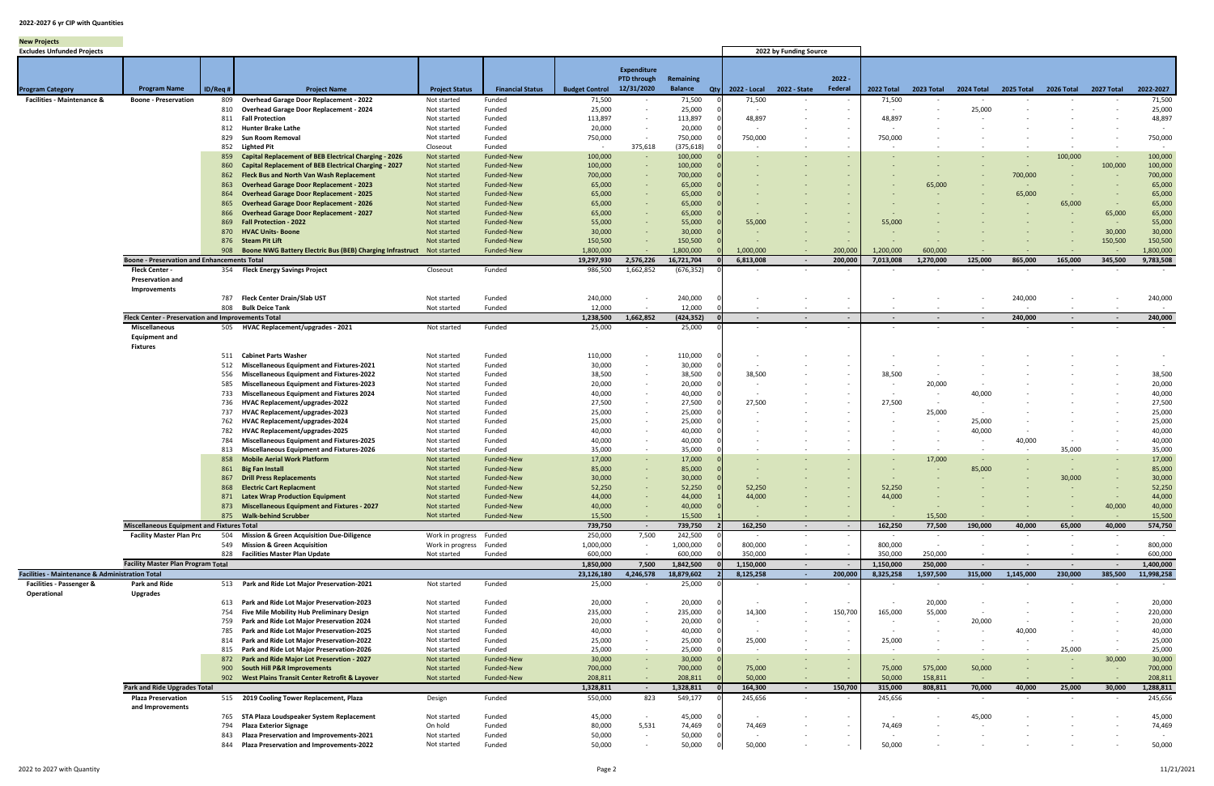**2022-2027 6 yr CIP with Quantities**

**New Projects**

**Excludes Unfunded Projects**

| Program Category | Program Name | ID/Req # | Project Name | Project Status | Financial Status | Budget Control | Expenditure PTD through 12/31/2020 | Remaining Balance | Qty | 2022 - Local | 2022 - State | 2022 - Federal | 2022 Total | 2023 Total | 2024 Total | 2025 Total | 2026 Total | 2027 Total | 2022-2027 |
|---|---|---|---|---|---|---|---|---|---|---|---|---|---|---|---|---|---|---|---|
| | | | | | | | | | | 2022 by Funding Source | | | | | | | | | |
| Facilities - Maintenance & | Boone - Preservation | 809 | Overhead Garage Door Replacement - 2022 | Not started | Funded | 71,500 | - | 71,500 | 0 | 71,500 | - | - | 71,500 | - | - | - | - | - | 71,500 |
| | | 810 | Overhead Garage Door Replacement - 2024 | Not started | Funded | 25,000 | - | 25,000 | 0 | - | - | - | - | - | 25,000 | - | - | - | 25,000 |
| | | 811 | Fall Protection | Not started | Funded | 113,897 | - | 113,897 | 0 | 48,897 | - | - | 48,897 | - | - | - | - | - | 48,897 |
| | | 812 | Hunter Brake Lathe | Not started | Funded | 20,000 | - | 20,000 | 0 | - | - | - | - | - | - | - | - | - | - |
| | | 829 | Sun Room Removal | Not started | Funded | 750,000 | - | 750,000 | 0 | 750,000 | - | - | 750,000 | - | - | - | - | - | 750,000 |
| | | 852 | Lighted Pit | Closeout | Funded | - | 375,618 | (375,618) | 0 | - | - | - | - | - | - | - | - | - | - |
| | | 859 | Capital Replacement of BEB Electrical Charging - 2026 | Not started | Funded-New | 100,000 | - | 100,000 | 0 | - | - | - | - | - | - | - | 100,000 | - | 100,000 |
| | | 860 | Capital Replacement of BEB Electrical Charging - 2027 | Not started | Funded-New | 100,000 | - | 100,000 | 0 | - | - | - | - | - | - | - | - | 100,000 | 100,000 |
| | | 862 | Fleck Bus and North Van Wash Replacement | Not started | Funded-New | 700,000 | - | 700,000 | 0 | - | - | - | - | - | - | 700,000 | - | - | 700,000 |
| | | 863 | Overhead Garage Door Replacement - 2023 | Not started | Funded-New | 65,000 | - | 65,000 | 0 | - | - | - | - | 65,000 | - | - | - | - | 65,000 |
| | | 864 | Overhead Garage Door Replacement - 2025 | Not started | Funded-New | 65,000 | - | 65,000 | 0 | - | - | - | - | - | - | 65,000 | - | - | 65,000 |
| | | 865 | Overhead Garage Door Replacement - 2026 | Not started | Funded-New | 65,000 | - | 65,000 | 0 | - | - | - | - | - | - | - | 65,000 | - | 65,000 |
| | | 866 | Overhead Garage Door Replacement - 2027 | Not started | Funded-New | 65,000 | - | 65,000 | 0 | - | - | - | - | - | - | - | - | 65,000 | 65,000 |
| | | 869 | Fall Protection - 2022 | Not started | Funded-New | 55,000 | - | 55,000 | 0 | 55,000 | - | - | 55,000 | - | - | - | - | - | 55,000 |
| | | 870 | HVAC Units- Boone | Not started | Funded-New | 30,000 | - | 30,000 | 0 | - | - | - | - | - | - | - | - | 30,000 | 30,000 |
| | | 876 | Steam Pit Lift | Not started | Funded-New | 150,500 | - | 150,500 | 0 | - | - | - | - | - | - | - | - | 150,500 | 150,500 |
| | | 908 | Boone NWG Battery Electric Bus (BEB) Charging Infrastruct | Not started | Funded-New | 1,800,000 | - | 1,800,000 | 0 | 1,000,000 | - | 200,000 | 1,200,000 | 600,000 | - | - | - | - | 1,800,000 |
| | **Boone - Preservation and Enhancements Total** | | | | | **19,297,930** | **2,576,226** | **16,721,704** | **0** | **6,813,008** | **-** | **200,000** | **7,013,008** | **1,270,000** | **125,000** | **865,000** | **165,000** | **345,500** | **9,783,508** |
| | Fleck Center - Preservation and Improvements | 354 | Fleck Energy Savings Project | Closeout | Funded | 986,500 | 1,662,852 | (676,352) | 0 | - | - | - | - | - | - | - | - | - | - |
| | | 787 | Fleck Center Drain/Slab UST | Not started | Funded | 240,000 | - | 240,000 | 0 | - | - | - | - | - | - | 240,000 | - | - | 240,000 |
| | | 808 | Bulk Deice Tank | Not started | Funded | 12,000 | - | 12,000 | 0 | - | - | - | - | - | - | - | - | - | - |
| | **Fleck Center - Preservation and Improvements Total** | | | | | **1,238,500** | **1,662,852** | **(424,352)** | **0** | **-** | **-** | **-** | **-** | **-** | **-** | **240,000** | **-** | **-** | **240,000** |
| | Miscellaneous Equipment and Fixtures | 505 | HVAC Replacement/upgrades - 2021 | Not started | Funded | 25,000 | - | 25,000 | 0 | - | - | - | - | - | - | - | - | - | - |
| | | 511 | Cabinet Parts Washer | Not started | Funded | 110,000 | - | 110,000 | 0 | - | - | - | - | - | - | - | - | - | - |
| | | 512 | Miscellaneous Equipment and Fixtures-2021 | Not started | Funded | 30,000 | - | 30,000 | 0 | - | - | - | - | - | - | - | - | - | - |
| | | 556 | Miscellaneous Equipment and Fixtures-2022 | Not started | Funded | 38,500 | - | 38,500 | 0 | 38,500 | - | - | 38,500 | - | - | - | - | - | 38,500 |
| | | 585 | Miscellaneous Equipment and Fixtures-2023 | Not started | Funded | 20,000 | - | 20,000 | 0 | - | - | - | - | 20,000 | - | - | - | - | 20,000 |
| | | 733 | Miscellaneous Equipment and Fixtures 2024 | Not started | Funded | 40,000 | - | 40,000 | 0 | - | - | - | - | - | 40,000 | - | - | - | 40,000 |
| | | 736 | HVAC Replacement/upgrades-2022 | Not started | Funded | 27,500 | - | 27,500 | 0 | 27,500 | - | - | 27,500 | - | - | - | - | - | 27,500 |
| | | 737 | HVAC Replacement/upgrades-2023 | Not started | Funded | 25,000 | - | 25,000 | 0 | - | - | - | - | 25,000 | - | - | - | - | 25,000 |
| | | 762 | HVAC Replacement/upgrades-2024 | Not started | Funded | 25,000 | - | 25,000 | 0 | - | - | - | - | - | 25,000 | - | - | - | 25,000 |
| | | 782 | HVAC Replacement/upgrades-2025 | Not started | Funded | 40,000 | - | 40,000 | 0 | - | - | - | - | - | 40,000 | - | - | - | 40,000 |
| | | 784 | Miscellaneous Equipment and Fixtures-2025 | Not started | Funded | 40,000 | - | 40,000 | 0 | - | - | - | - | - | - | 40,000 | - | - | 40,000 |
| | | 813 | Miscellaneous Equipment and Fixtures-2026 | Not started | Funded | 35,000 | - | 35,000 | 0 | - | - | - | - | - | - | - | 35,000 | - | 35,000 |
| | | 858 | Mobile Aerial Work Platform | Not started | Funded-New | 17,000 | - | 17,000 | 0 | - | - | - | - | 17,000 | - | - | - | - | 17,000 |
| | | 861 | Big Fan Install | Not started | Funded-New | 85,000 | - | 85,000 | 0 | - | - | - | - | - | 85,000 | - | - | - | 85,000 |
| | | 867 | Drill Press Replacements | Not started | Funded-New | 30,000 | - | 30,000 | 0 | - | - | - | - | - | - | - | 30,000 | - | 30,000 |
| | | 868 | Electric Cart Replacment | Not started | Funded-New | 52,250 | - | 52,250 | 0 | 52,250 | - | - | 52,250 | - | - | - | - | - | 52,250 |
| | | 871 | Latex Wrap Production Equipment | Not started | Funded-New | 44,000 | - | 44,000 | 1 | 44,000 | - | - | 44,000 | - | - | - | - | - | 44,000 |
| | | 873 | Miscellaneous Equipment and Fixtures - 2027 | Not started | Funded-New | 40,000 | - | 40,000 | 0 | - | - | - | - | - | - | - | - | 40,000 | 40,000 |
| | | 875 | Walk-behind Scrubber | Not started | Funded-New | 15,500 | - | 15,500 | 1 | - | - | - | - | 15,500 | - | - | - | - | 15,500 |
| | **Miscellaneous Equipment and Fixtures Total** | | | | | **739,750** | **-** | **739,750** | **2** | **162,250** | **-** | **-** | **162,250** | **77,500** | **190,000** | **40,000** | **65,000** | **40,000** | **574,750** |
| | Facility Master Plan Prc | 504 | Mission & Green Acquisition Due-Diligence | Work in progress | Funded | 250,000 | 7,500 | 242,500 | 0 | - | - | - | - | - | - | - | - | - | - |
| | | 549 | Mission & Green Acquisition | Work in progress | Funded | 1,000,000 | - | 1,000,000 | 0 | 800,000 | - | - | 800,000 | - | - | - | - | - | 800,000 |
| | | 828 | Facilities Master Plan Update | Not started | Funded | 600,000 | - | 600,000 | 0 | 350,000 | - | - | 350,000 | 250,000 | - | - | - | - | 600,000 |
| | **Facility Master Plan Program Total** | | | | | **1,850,000** | **7,500** | **1,842,500** | **0** | **1,150,000** | **-** | **-** | **1,150,000** | **250,000** | **-** | **-** | **-** | **-** | **1,400,000** |
| **Facilities - Maintenance & Administration Total** | | | | | | **23,126,180** | **4,246,578** | **18,879,602** | **2** | **8,125,258** | **-** | **200,000** | **8,325,258** | **1,597,500** | **315,000** | **1,145,000** | **230,000** | **385,500** | **11,998,258** |
| Facilities - Passenger & Operational | Park and Ride Upgrades | 513 | Park and Ride Lot Major Preservation-2021 | Not started | Funded | 25,000 | - | 25,000 | 0 | - | - | - | - | - | - | - | - | - | - |
| | | 613 | Park and Ride Lot Major Preservation-2023 | Not started | Funded | 20,000 | - | 20,000 | 0 | - | - | - | - | 20,000 | - | - | - | - | 20,000 |
| | | 754 | Five Mile Mobility Hub Preliminary Design | Not started | Funded | 235,000 | - | 235,000 | 0 | 14,300 | - | 150,700 | 165,000 | 55,000 | - | - | - | - | 220,000 |
| | | 759 | Park and Ride Lot Major Preservation 2024 | Not started | Funded | 20,000 | - | 20,000 | 0 | - | - | - | - | - | 20,000 | - | - | - | 20,000 |
| | | 785 | Park and Ride Lot Major Preservation-2025 | Not started | Funded | 40,000 | - | 40,000 | 0 | - | - | - | - | - | - | 40,000 | - | - | 40,000 |
| | | 814 | Park and Ride Lot Major Preservation-2022 | Not started | Funded | 25,000 | - | 25,000 | 0 | 25,000 | - | - | 25,000 | - | - | - | - | - | 25,000 |
| | | 815 | Park and Ride Lot Major Preservation-2026 | Not started | Funded | 25,000 | - | 25,000 | 0 | - | - | - | - | - | - | - | 25,000 | - | 25,000 |
| | | 872 | Park and Ride Lot Major Preservtion - 2027 | Not started | Funded-New | 30,000 | - | 30,000 | 0 | - | - | - | - | - | - | - | - | 30,000 | 30,000 |
| | | 900 | South Hill P&R Improvements | Not started | Funded-New | 700,000 | - | 700,000 | 0 | 75,000 | - | - | 75,000 | 575,000 | 50,000 | - | - | - | 700,000 |
| | | 902 | West Plains Transit Center Retrofit & Layover | Not started | Funded-New | 208,811 | - | 208,811 | 0 | 50,000 | - | - | 50,000 | 158,811 | - | - | - | - | 208,811 |
| | **Park and Ride Upgrades Total** | | | | | **1,328,811** | **-** | **1,328,811** | **0** | **164,300** | **-** | **150,700** | **315,000** | **808,811** | **70,000** | **40,000** | **25,000** | **30,000** | **1,288,811** |
| | Plaza Preservation and Improvements | 515 | 2019 Cooling Tower Replacement, Plaza | Design | Funded | 550,000 | 823 | 549,177 | 0 | 245,656 | - | - | 245,656 | - | - | - | - | - | 245,656 |
| | | 765 | STA Plaza Loudspeaker System Replacement | Not started | Funded | 45,000 | - | 45,000 | 0 | - | - | - | - | - | 45,000 | - | - | - | 45,000 |
| | | 794 | Plaza Exterior Signage | On hold | Funded | 80,000 | 5,531 | 74,469 | 0 | 74,469 | - | - | 74,469 | - | - | - | - | - | 74,469 |
| | | 843 | Plaza Preservation and Improvements-2021 | Not started | Funded | 50,000 | - | 50,000 | 0 | - | - | - | - | - | - | - | - | - | - |
| | | 844 | Plaza Preservation and Improvements-2022 | Not started | Funded | 50,000 | - | 50,000 | 0 | 50,000 | - | - | 50,000 | - | - | - | - | - | 50,000 |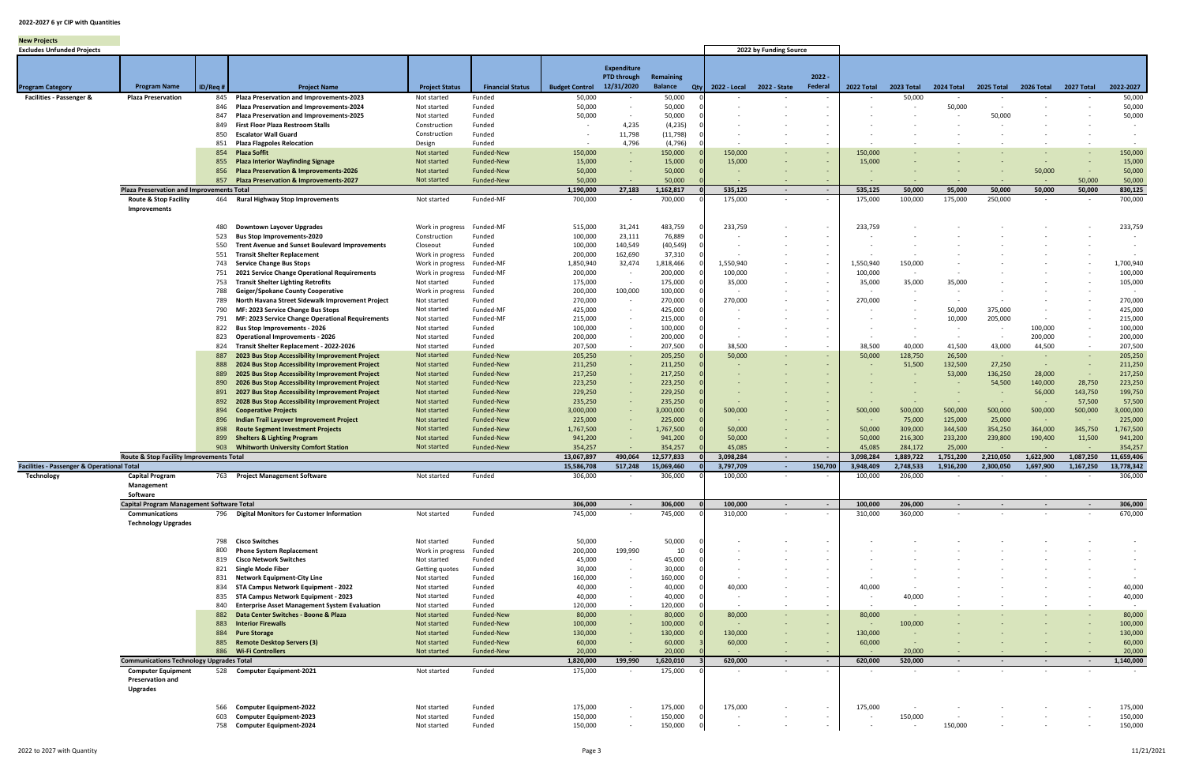**2022-2027 6 yr CIP with Quantities**

**New Projects**

**Excludes Unfunded Projects**

| Program Category | Program Name | ID/Req # | Project Name | Project Status | Financial Status | Budget Control | Expenditure PTD through 12/31/2020 | Remaining Balance | Qty | 2022 - Local | 2022 - State | 2022 - Federal | 2022 Total | 2023 Total | 2024 Total | 2025 Total | 2026 Total | 2027 Total | 2022-2027 |
|---|---|---|---|---|---|---|---|---|---|---|---|---|---|---|---|---|---|---|---|
| Facilities - Passenger & | Plaza Preservation | 845 | Plaza Preservation and Improvements-2023 | Not started | Funded | 50,000 | - | 50,000 | 0 | - | - | - | - | 50,000 | - | - | - | - | 50,000 |
| | | 846 | Plaza Preservation and Improvements-2024 | Not started | Funded | 50,000 | - | 50,000 | 0 | - | - | - | - | - | 50,000 | - | - | - | 50,000 |
| | | 847 | Plaza Preservation and Improvements-2025 | Not started | Funded | 50,000 | - | 50,000 | 0 | - | - | - | - | - | - | 50,000 | - | - | 50,000 |
| | | 849 | First Floor Plaza Restroom Stalls | Construction | Funded | - | 4,235 | (4,235) | 0 | - | - | - | - | - | - | - | - | - | - |
| | | 850 | Escalator Wall Guard | Construction | Funded | - | 11,798 | (11,798) | 0 | - | - | - | - | - | - | - | - | - | - |
| | | 851 | Plaza Flagpoles Relocation | Design | Funded | - | 4,796 | (4,796) | 0 | - | - | - | - | - | - | - | - | - | - |
| | | 854 | Plaza Soffit | Not started | Funded-New | 150,000 | - | 150,000 | 0 | 150,000 | - | - | 150,000 | - | - | - | - | - | 150,000 |
| | | 855 | Plaza Interior Wayfinding Signage | Not started | Funded-New | 15,000 | - | 15,000 | 0 | 15,000 | - | - | 15,000 | - | - | - | - | - | 15,000 |
| | | 856 | Plaza Preservation & Improvements-2026 | Not started | Funded-New | 50,000 | - | 50,000 | 0 | - | - | - | - | - | - | - | 50,000 | - | 50,000 |
| | | 857 | Plaza Preservation & Improvements-2027 | Not started | Funded-New | 50,000 | - | 50,000 | 0 | - | - | - | - | - | - | - | - | 50,000 | 50,000 |
| | **Plaza Preservation and Improvements Total** | | | | | **1,190,000** | **27,183** | **1,162,817** | **0** | **535,125** | **-** | **-** | **535,125** | **50,000** | **95,000** | **50,000** | **50,000** | **50,000** | **830,125** |
| | Route & Stop Facility Improvements | 464 | Rural Highway Stop Improvements | Not started | Funded-MF | 700,000 | - | 700,000 | 0 | 175,000 | - | - | 175,000 | 100,000 | 175,000 | 250,000 | - | - | 700,000 |
| | | 480 | Downtown Layover Upgrades | Work in progress | Funded-MF | 515,000 | 31,241 | 483,759 | 0 | 233,759 | - | - | 233,759 | - | - | - | - | - | 233,759 |
| | | 523 | Bus Stop Improvements-2020 | Construction | Funded | 100,000 | 23,111 | 76,889 | 0 | - | - | - | - | - | - | - | - | - | - |
| | | 550 | Trent Avenue and Sunset Boulevard Improvements | Closeout | Funded | 100,000 | 140,549 | (40,549) | 0 | - | - | - | - | - | - | - | - | - | - |
| | | 551 | Transit Shelter Replacement | Work in progress | Funded | 200,000 | 162,690 | 37,310 | 0 | - | - | - | - | - | - | - | - | - | - |
| | | 743 | Service Change Bus Stops | Work in progress | Funded-MF | 1,850,940 | 32,474 | 1,818,466 | 0 | 1,550,940 | - | - | 1,550,940 | 150,000 | - | - | - | - | 1,700,940 |
| | | 751 | 2021 Service Change Operational Requirements | Work in progress | Funded-MF | 200,000 | - | 200,000 | 0 | 100,000 | - | - | 100,000 | - | - | - | - | - | 100,000 |
| | | 753 | Transit Shelter Lighting Retrofits | Not started | Funded | 175,000 | - | 175,000 | 0 | 35,000 | - | - | 35,000 | 35,000 | 35,000 | - | - | - | 105,000 |
| | | 788 | Geiger/Spokane County Cooperative | Work in progress | Funded | 200,000 | 100,000 | 100,000 | 0 | - | - | - | - | - | - | - | - | - | - |
| | | 789 | North Havana Street Sidewalk Improvement Project | Not started | Funded | 270,000 | - | 270,000 | 0 | 270,000 | - | - | 270,000 | - | - | - | - | - | 270,000 |
| | | 790 | MF: 2023 Service Change Bus Stops | Not started | Funded-MF | 425,000 | - | 425,000 | 0 | - | - | - | - | - | 50,000 | 375,000 | - | - | 425,000 |
| | | 791 | MF: 2023 Service Change Operational Requirements | Not started | Funded-MF | 215,000 | - | 215,000 | 0 | - | - | - | - | - | 10,000 | 205,000 | - | - | 215,000 |
| | | 822 | Bus Stop Improvements - 2026 | Not started | Funded | 100,000 | - | 100,000 | 0 | - | - | - | - | - | - | - | 100,000 | - | 100,000 |
| | | 823 | Operational Improvements - 2026 | Not started | Funded | 200,000 | - | 200,000 | 0 | - | - | - | - | - | - | - | 200,000 | - | 200,000 |
| | | 824 | Transit Shelter Replacement - 2022-2026 | Not started | Funded | 207,500 | - | 207,500 | 0 | 38,500 | - | - | 38,500 | 40,000 | 41,500 | 43,000 | 44,500 | - | 207,500 |
| | | 887 | 2023 Bus Stop Accessibility Improvement Project | Not started | Funded-New | 205,250 | - | 205,250 | 0 | 50,000 | - | - | 50,000 | 128,750 | 26,500 | - | - | - | 205,250 |
| | | 888 | 2024 Bus Stop Accessibility Improvement Project | Not started | Funded-New | 211,250 | - | 211,250 | 0 | - | - | - | - | 51,500 | 132,500 | 27,250 | - | - | 211,250 |
| | | 889 | 2025 Bus Stop Accessibility Improvement Project | Not started | Funded-New | 217,250 | - | 217,250 | 0 | - | - | - | - | - | 53,000 | 136,250 | 28,000 | - | 217,250 |
| | | 890 | 2026 Bus Stop Accessibility Improvement Project | Not started | Funded-New | 223,250 | - | 223,250 | 0 | - | - | - | - | - | - | 54,500 | 140,000 | 28,750 | 223,250 |
| | | 891 | 2027 Bus Stop Accessibility Improvement Project | Not started | Funded-New | 229,250 | - | 229,250 | 0 | - | - | - | - | - | - | - | 56,000 | 143,750 | 199,750 |
| | | 892 | 2028 Bus Stop Accessibility Improvement Project | Not started | Funded-New | 235,250 | - | 235,250 | 0 | - | - | - | - | - | - | - | - | 57,500 | 57,500 |
| | | 894 | Cooperative Projects | Not started | Funded-New | 3,000,000 | - | 3,000,000 | 0 | 500,000 | - | - | 500,000 | 500,000 | 500,000 | 500,000 | 500,000 | 500,000 | 3,000,000 |
| | | 896 | Indian Trail Layover Improvement Project | Not started | Funded-New | 225,000 | - | 225,000 | 0 | - | - | - | - | 75,000 | 125,000 | 25,000 | - | - | 225,000 |
| | | 898 | Route Segment Investment Projects | Not started | Funded-New | 1,767,500 | - | 1,767,500 | 0 | 50,000 | - | - | 50,000 | 309,000 | 344,500 | 354,250 | 364,000 | 345,750 | 1,767,500 |
| | | 899 | Shelters & Lighting Program | Not started | Funded-New | 941,200 | - | 941,200 | 0 | 50,000 | - | - | 50,000 | 216,300 | 233,200 | 239,800 | 190,400 | 11,500 | 941,200 |
| | | 903 | Whitworth University Comfort Station | Not started | Funded-New | 354,257 | - | 354,257 | 0 | 45,085 | - | - | 45,085 | 284,172 | 25,000 | - | - | - | 354,257 |
| | **Route & Stop Facility Improvements Total** | | | | | **13,067,897** | **490,064** | **12,577,833** | **0** | **3,098,284** | **-** | **-** | **3,098,284** | **1,889,722** | **1,751,200** | **2,210,050** | **1,622,900** | **1,087,250** | **11,659,406** |
| **Facilities - Passenger & Operational Total** | | | | | | **15,586,708** | **517,248** | **15,069,460** | **0** | **3,797,709** | **-** | **150,700** | **3,948,409** | **2,748,533** | **1,916,200** | **2,300,050** | **1,697,900** | **1,167,250** | **13,778,342** |
| Technology | Capital Program Management Software | 763 | Project Management Software | Not started | Funded | 306,000 | - | 306,000 | 0 | 100,000 | - | - | 100,000 | 206,000 | - | - | - | - | 306,000 |
| | **Capital Program Management Software Total** | | | | | **306,000** | **-** | **306,000** | **0** | **100,000** | **-** | **-** | **100,000** | **206,000** | **-** | **-** | **-** | **-** | **306,000** |
| | Communications Technology Upgrades | 796 | Digital Monitors for Customer Information | Not started | Funded | 745,000 | - | 745,000 | 0 | 310,000 | - | - | 310,000 | 360,000 | - | - | - | - | 670,000 |
| | | 798 | Cisco Switches | Not started | Funded | 50,000 | - | 50,000 | 0 | - | - | - | - | - | - | - | - | - | - |
| | | 800 | Phone System Replacement | Work in progress | Funded | 200,000 | 199,990 | 10 | 0 | - | - | - | - | - | - | - | - | - | - |
| | | 819 | Cisco Network Switches | Not started | Funded | 45,000 | - | 45,000 | 0 | - | - | - | - | - | - | - | - | - | - |
| | | 821 | Single Mode Fiber | Getting quotes | Funded | 30,000 | - | 30,000 | 0 | - | - | - | - | - | - | - | - | - | - |
| | | 831 | Network Equipment-City Line | Not started | Funded | 160,000 | - | 160,000 | 0 | - | - | - | - | - | - | - | - | - | - |
| | | 834 | STA Campus Network Equipment - 2022 | Not started | Funded | 40,000 | - | 40,000 | 0 | 40,000 | - | - | 40,000 | - | - | - | - | - | 40,000 |
| | | 835 | STA Campus Network Equipment - 2023 | Not started | Funded | 40,000 | - | 40,000 | 0 | - | - | - | - | 40,000 | - | - | - | - | 40,000 |
| | | 840 | Enterprise Asset Management System Evaluation | Not started | Funded | 120,000 | - | 120,000 | 0 | - | - | - | - | - | - | - | - | - | - |
| | | 882 | Data Center Switches - Boone & Plaza | Not started | Funded-New | 80,000 | - | 80,000 | 0 | 80,000 | - | - | 80,000 | - | - | - | - | - | 80,000 |
| | | 883 | Interior Firewalls | Not started | Funded-New | 100,000 | - | 100,000 | 0 | - | - | - | - | 100,000 | - | - | - | - | 100,000 |
| | | 884 | Pure Storage | Not started | Funded-New | 130,000 | - | 130,000 | 0 | 130,000 | - | - | 130,000 | - | - | - | - | - | 130,000 |
| | | 885 | Remote Desktop Servers (3) | Not started | Funded-New | 60,000 | - | 60,000 | 3 | 60,000 | - | - | 60,000 | - | - | - | - | - | 60,000 |
| | | 886 | Wi-Fi Controllers | Not started | Funded-New | 20,000 | - | 20,000 | 0 | - | - | - | - | 20,000 | - | - | - | - | 20,000 |
| | **Communications Technology Upgrades Total** | | | | | **1,820,000** | **199,990** | **1,620,010** | **3** | **620,000** | **-** | **-** | **620,000** | **520,000** | **-** | **-** | **-** | **-** | **1,140,000** |
| | Computer Equipment Preservation and Upgrades | 528 | Computer Equipment-2021 | Not started | Funded | 175,000 | - | 175,000 | 0 | - | - | - | - | - | - | - | - | - | - |
| | | 566 | Computer Equipment-2022 | Not started | Funded | 175,000 | - | 175,000 | 0 | 175,000 | - | - | 175,000 | - | - | - | - | - | 175,000 |
| | | 603 | Computer Equipment-2023 | Not started | Funded | 150,000 | - | 150,000 | 0 | - | - | - | - | 150,000 | - | - | - | - | 150,000 |
| | | 758 | Computer Equipment-2024 | Not started | Funded | 150,000 | - | 150,000 | 0 | - | - | - | - | - | 150,000 | - | - | - | 150,000 |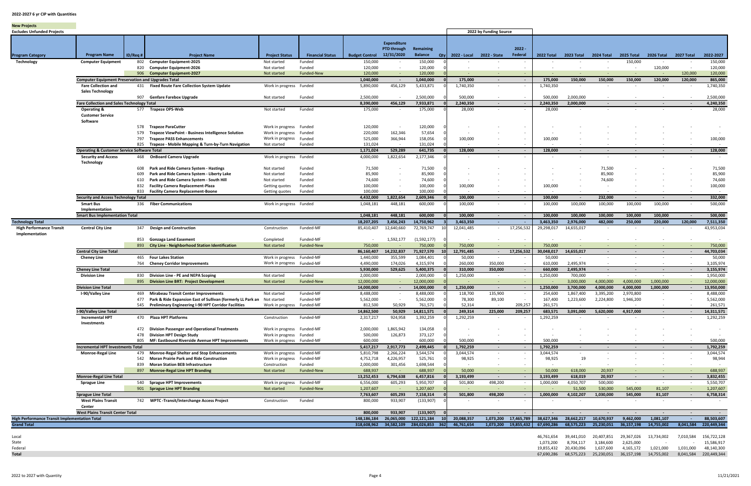# 2022-2027 6 yr CIP with Quantities

**New Projects**
**Excludes Unfunded Projects**

| Program Category | Program Name | ID/Req # | Project Name | Project Status | Financial Status | Budget Control | Expenditure PTD through 12/31/2020 | Remaining Balance | Qty | 2022 by Funding Source: 2022 - Local | 2022 - State | 2022 - Federal | 2022 Total | 2023 Total | 2024 Total | 2025 Total | 2026 Total | 2027 Total | 2022-2027 |
|---|---|---|---|---|---|---|---|---|---|---|---|---|---|---|---|---|---|---|---|
| Technology | Computer Equipment | 802 | Computer Equipment-2025 | Not started | Funded | 150,000 | - | 150,000 | 0 | - | - | - | - | - | - | 150,000 | - | - | 150,000 |
| | | 820 | Computer Equipment-2026 | Not started | Funded | 120,000 | - | 120,000 | 0 | - | - | - | - | - | - | - | 120,000 | - | 120,000 |
| | | 906 | Computer Equipment-2027 | Not started | Funded-New | 120,000 | - | 120,000 | 0 | - | - | - | - | - | - | - | - | 120,000 | 120,000 |
| | Computer Equipment Preservation and Upgrades Total | | | | | 1,040,000 | - | 1,040,000 | 0 | 175,000 | - | - | 175,000 | 150,000 | 150,000 | 150,000 | 120,000 | 120,000 | 865,000 |
| | Fare Collection and Sales Technology | 431 | Fixed Route Fare Collection System Update | Work in progress | Funded | 5,890,000 | 456,129 | 5,433,871 | 0 | 1,740,350 | - | - | 1,740,350 | - | - | - | - | - | 1,740,350 |
| | | 907 | Genfare Farebox Upgrade | Not started | Funded | 2,500,000 | - | 2,500,000 | 0 | 500,000 | - | - | 500,000 | 2,000,000 | - | - | - | - | 2,500,000 |
| | Fare Collection and Sales Technology Total | | | | | 8,390,000 | 456,129 | 7,933,871 | 0 | 2,240,350 | - | - | 2,240,350 | 2,000,000 | - | - | - | - | 4,240,350 |
| | Operating & Customer Service Software | 577 | Trapeze OPS-Web | Not started | Funded | 175,000 | - | 175,000 | 0 | 28,000 | - | - | 28,000 | - | - | - | - | - | 28,000 |
| | | 578 | Trapeze ParaCutter | Work in progress | Funded | 120,000 | - | 120,000 | 0 | - | - | - | - | - | - | - | - | - | - |
| | | 579 | Trapeze ViewPoint - Business Intelligence Solution | Work in progress | Funded | 220,000 | 162,346 | 57,654 | 0 | - | - | - | - | - | - | - | - | - | - |
| | | 797 | Trapeze PASS Enhancements | Work in progress | Funded | 525,000 | 366,944 | 158,056 | 0 | 100,000 | - | - | 100,000 | - | - | - | - | - | 100,000 |
| | | 825 | Trapeze - Mobile Mapping & Turn-by-Turn Navigation | Not started | Funded | 131,024 | - | 131,024 | 0 | - | - | - | - | - | - | - | - | - | - |
| | Operating & Customer Service Software Total | | | | | 1,171,024 | 529,289 | 641,735 | 0 | 128,000 | - | - | 128,000 | - | - | - | - | - | 128,000 |
| | Security and Access Technology | 468 | OnBoard Camera Upgrade | Work in progress | Funded | 4,000,000 | 1,822,654 | 2,177,346 | 0 | - | - | - | - | - | - | - | - | - | - |
| | | 608 | Park and Ride Camera System - Hastings | Not started | Funded | 71,500 | - | 71,500 | 0 | - | - | - | - | - | 71,500 | - | - | - | 71,500 |
| | | 609 | Park and Ride Camera System - Liberty Lake | Not started | Funded | 85,900 | - | 85,900 | 0 | - | - | - | - | - | 85,900 | - | - | - | 85,900 |
| | | 610 | Park and Ride Camera System - South Hill | Not started | Funded | 74,600 | - | 74,600 | 0 | - | - | - | - | - | 74,600 | - | - | - | 74,600 |
| | | 832 | Facility Camera Replacement-Plaza | Getting quotes | Funded | 100,000 | - | 100,000 | 0 | 100,000 | - | - | 100,000 | - | - | - | - | - | 100,000 |
| | | 833 | Facility Camera Replacement-Boone | Getting quotes | Funded | 100,000 | - | 100,000 | 0 | - | - | - | - | - | - | - | - | - | - |
| | Security and Access Technology Total | | | | | 4,432,000 | 1,822,654 | 2,609,346 | 0 | 100,000 | - | - | 100,000 | - | 232,000 | - | - | - | 332,000 |
| | Smart Bus Implementation | 336 | Fiber Communications | Work in progress | Funded | 1,048,181 | 448,181 | 600,000 | 0 | 100,000 | - | - | 100,000 | 100,000 | 100,000 | 100,000 | 100,000 | - | 500,000 |
| | Smart Bus Implementation Total | | | | | 1,048,181 | 448,181 | 600,000 | 0 | 100,000 | - | - | 100,000 | 100,000 | 100,000 | 100,000 | 100,000 | - | 500,000 |
| Technology Total | | | | | | 18,207,205 | 3,456,243 | 14,750,962 | 3 | 3,463,350 | - | - | 3,463,350 | 2,976,000 | 482,000 | 250,000 | 220,000 | 120,000 | 7,511,350 |
| High Performance Transit Implementation | Central City Line | 347 | Design and Construction | Construction | Funded-MF | 85,410,407 | 12,640,660 | 72,769,747 | 10 | 12,041,485 | - | 17,256,532 | 29,298,017 | 14,655,017 | - | - | - | - | 43,953,034 |
| | | 853 | Gonzaga Land Easement | Completed | Funded-MF | - | 1,592,177 | (1,592,177) | 0 | - | - | - | - | - | - | - | - | - | - |
| | | 893 | City Line - Neighborhood Station Identification | Not started | Funded-New | 750,000 | - | 750,000 | 0 | 750,000 | - | - | 750,000 | - | - | - | - | - | 750,000 |
| | Central City Line Total | | | | | 86,160,407 | 14,232,837 | 71,927,570 | 10 | 12,791,485 | - | 17,256,532 | 30,048,017 | 14,655,017 | - | - | - | - | 44,703,034 |
| | Cheney Line | 465 | Four Lakes Station | Work in progress | Funded-MF | 1,440,000 | 355,599 | 1,084,401 | 0 | 50,000 | - | - | 50,000 | - | - | - | - | - | 50,000 |
| | | 764 | Cheney Corridor Improvements | Work in progress | Funded-MF | 4,490,000 | 174,026 | 4,315,974 | 0 | 260,000 | 350,000 | - | 610,000 | 2,495,974 | - | - | - | - | 3,105,974 |
| | Cheney Line Total | | | | | 5,930,000 | 529,625 | 5,400,375 | 0 | 310,000 | 350,000 | - | 660,000 | 2,495,974 | - | - | - | - | 3,155,974 |
| | Division Line | 830 | Division Line - PE and NEPA Scoping | Not started | Funded | 2,000,000 | - | 2,000,000 | 0 | 1,250,000 | - | - | 1,250,000 | 700,000 | - | - | - | - | 1,950,000 |
| | | 895 | Division Line BRT: Project Development | Not started | Funded-New | 12,000,000 | - | 12,000,000 | 0 | - | - | - | - | 3,000,000 | 4,000,000 | 4,000,000 | 1,000,000 | - | 12,000,000 |
| | Division Line Total | | | | | 14,000,000 | - | 14,000,000 | 0 | 1,250,000 | - | - | 1,250,000 | 3,700,000 | 4,000,000 | 4,000,000 | 1,000,000 | - | 13,950,000 |
| | I-90/Valley Line | 469 | Mirabeau Transit Center Improvements | Not started | Funded-MF | 8,488,000 | - | 8,488,000 | 0 | 118,700 | 135,900 | - | 254,600 | 1,867,400 | 3,395,200 | 2,970,800 | - | - | 8,488,000 |
| | | 477 | Park & Ride Expansion East of Sullivan (formerly LL Park an | Not started | Funded-MF | 5,562,000 | - | 5,562,000 | 0 | 78,300 | 89,100 | - | 167,400 | 1,223,600 | 2,224,800 | 1,946,200 | - | - | 5,562,000 |
| | | 545 | Preliminary Engineering I-90 HPT Corridor Facilities | Work in progress | Funded-MF | 812,500 | 50,929 | 761,571 | 0 | 52,314 | - | 209,257 | 261,571 | - | - | - | - | - | 261,571 |
| | I-90/Valley Line Total | | | | | 14,862,500 | 50,929 | 14,811,571 | 0 | 249,314 | 225,000 | 209,257 | 683,571 | 3,091,000 | 5,620,000 | 4,917,000 | - | - | 14,311,571 |
| | Incremental HPT Investments | 470 | Plaza HPT Platforms | Construction | Funded-MF | 2,317,217 | 924,958 | 1,392,259 | 0 | 1,292,259 | - | - | 1,292,259 | - | - | - | - | - | 1,292,259 |
| | | 472 | Division Passenger and Operational Treatments | Work in progress | Funded-MF | 2,000,000 | 1,865,942 | 134,058 | 0 | - | - | - | - | - | - | - | - | - | - |
| | | 478 | Division HPT Design Study | Work in progress | Funded | 500,000 | 126,873 | 373,127 | 0 | - | - | - | - | - | - | - | - | - | - |
| | | 805 | MF: Eastbound Riverside Avenue HPT Improvements | Work in progress | Funded-MF | 600,000 | - | 600,000 | 0 | 500,000 | - | - | 500,000 | - | - | - | - | - | 500,000 |
| | Incremental HPT Investments Total | | | | | 5,417,217 | 2,917,773 | 2,499,445 | 0 | 1,792,259 | - | - | 1,792,259 | - | - | - | - | - | 1,792,259 |
| | Monroe-Regal Line | 479 | Monroe-Regal Shelter and Stop Enhancements | Work in progress | Funded-MF | 5,810,798 | 2,266,224 | 3,544,574 | 0 | 3,044,574 | - | - | 3,044,574 | - | - | - | - | - | 3,044,574 |
| | | 542 | Moran Prairie Park and Ride Construction | Work in progress | Funded-MF | 4,752,718 | 4,226,957 | 525,761 | 0 | 98,925 | - | - | 98,925 | 19 | - | - | - | - | 98,944 |
| | | 839 | Moran Station BEB Infrastructure | Construction | Funded | 2,000,000 | 301,456 | 1,698,544 | 0 | - | - | - | - | - | - | - | - | - | - |
| | | 897 | Monroe-Regal Line HPT Branding | Not started | Funded-New | 688,937 | - | 688,937 | 0 | 50,000 | - | - | 50,000 | 618,000 | 20,937 | - | - | - | 688,937 |
| | Monroe-Regal Line Total | | | | | 13,252,453 | 6,794,638 | 6,457,816 | 0 | 3,193,499 | - | - | 3,193,499 | 618,019 | 20,937 | - | - | - | 3,832,455 |
| | Sprague Line | 540 | Sprague HPT Improvements | Work in progress | Funded-MF | 6,556,000 | 605,293 | 5,950,707 | 0 | 501,800 | 498,200 | - | 1,000,000 | 4,050,707 | 500,000 | - | - | - | 5,550,707 |
| | | 901 | Sprague Line HPT Branding | Not started | Funded-New | 1,207,607 | - | 1,207,607 | 0 | - | - | - | - | 51,500 | 530,000 | 545,000 | 81,107 | - | 1,207,607 |
| | Sprague Line Total | | | | | 7,763,607 | 605,293 | 7,158,314 | 0 | 501,800 | 498,200 | - | 1,000,000 | 4,102,207 | 1,030,000 | 545,000 | 81,107 | - | 6,758,314 |
| | West Plains Transit Center | 742 | WPTC -Transit/Interchange Access Project | Construction | Funded | 800,000 | 933,907 | (133,907) | 0 | - | - | - | - | - | - | - | - | - | - |
| | West Plains Transit Center Total | | | | | 800,000 | 933,907 | (133,907) | 0 | - | - | - | - | - | - | - | - | - | - |
| High Performance Transit Implementation Total | | | | | | 148,186,184 | 26,065,000 | 122,121,184 | 10 | 20,088,357 | 1,073,200 | 17,465,789 | 38,627,346 | 28,662,217 | 10,670,937 | 9,462,000 | 1,081,107 | - | 88,503,607 |
| Grand Total | | | | | | 318,608,962 | 34,582,109 | 284,026,853 | 362 | 46,761,654 | 1,073,200 | 19,855,432 | 67,690,286 | 68,575,223 | 25,230,051 | 36,157,198 | 14,755,002 | 8,041,584 | 220,449,344 |

| | 2022 Total | 2023 Total | 2024 Total | 2025 Total | 2026 Total | 2027 Total | 2022-2027 |
|---|---|---|---|---|---|---|---|
| Local | 46,761,654 | 39,441,010 | 20,407,851 | 29,367,026 | 13,734,002 | 7,010,584 | 156,722,128 |
| State | 1,073,200 | 8,704,117 | 3,184,600 | 2,625,000 | - | - | 15,586,917 |
| Federal | 19,855,432 | 20,430,096 | 1,637,600 | 4,165,172 | 1,021,000 | 1,031,000 | 48,140,300 |
| **Total** | 67,690,286 | 68,575,223 | 25,230,051 | 36,157,198 | 14,755,002 | 8,041,584 | 220,449,344 |

2022 to 2027 with Quantity

11/21/2021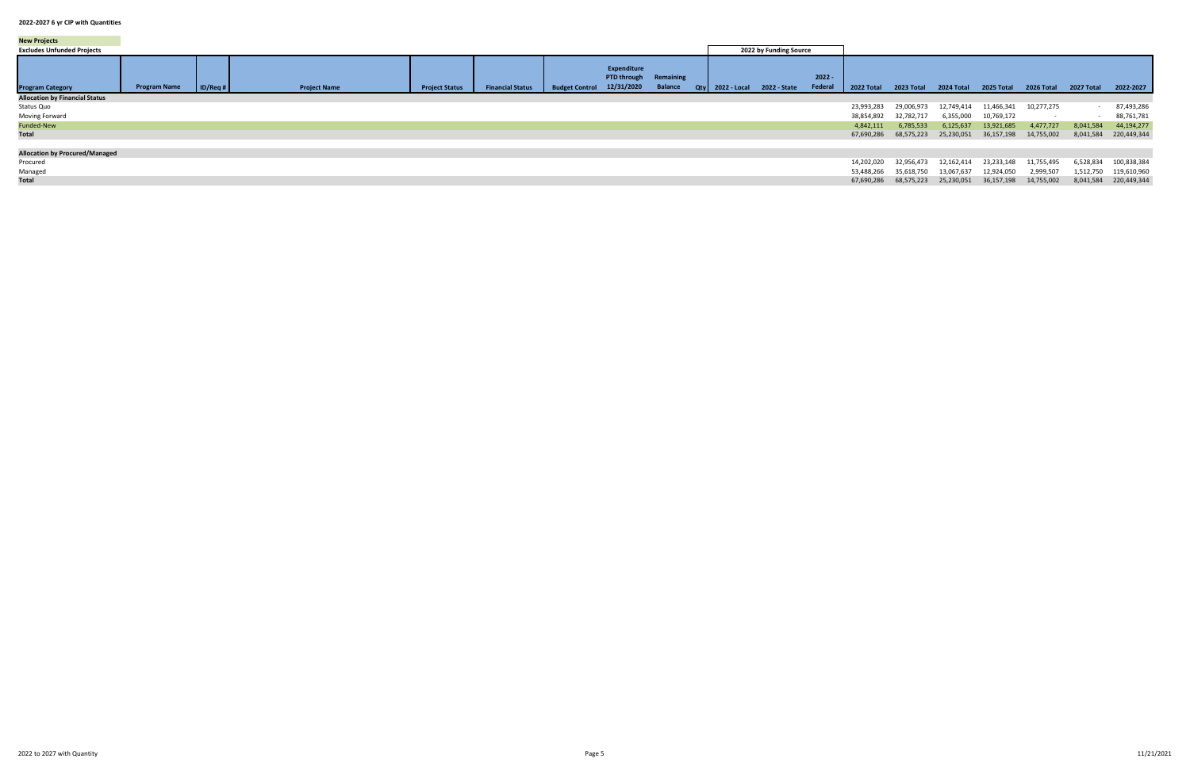**2022-2027 6 yr CIP with Quantities**

**New Projects**

**Excludes Unfunded Projects**

| Program Category | Program Name | ID/Req # | Project Name | Project Status | Financial Status | Budget Control | Expenditure PTD through 12/31/2020 | Remaining Balance | Qty | 2022 - Local | 2022 - State | 2022 - Federal | 2022 Total | 2023 Total | 2024 Total | 2025 Total | 2026 Total | 2027 Total | 2022-2027 |
|---|---|---|---|---|---|---|---|---|---|---|---|---|---|---|---|---|---|---|---|
| | | | | | | | | | | | 2022 by Funding Source | | | | | | | | |
| **Allocation by Financial Status** | | | | | | | | | | | | | | | | | | | |
| Status Quo | | | | | | | | | | | | | 23,993,283 | 29,006,973 | 12,749,414 | 11,466,341 | 10,277,275 | - | 87,493,286 |
| Moving Forward | | | | | | | | | | | | | 38,854,892 | 32,782,717 | 6,355,000 | 10,769,172 | - | - | 88,761,781 |
| Funded-New | | | | | | | | | | | | | 4,842,111 | 6,785,533 | 6,125,637 | 13,921,685 | 4,477,727 | 8,041,584 | 44,194,277 |
| **Total** | | | | | | | | | | | | | 67,690,286 | 68,575,223 | 25,230,051 | 36,157,198 | 14,755,002 | 8,041,584 | 220,449,344 |
| **Allocation by Procured/Managed** | | | | | | | | | | | | | | | | | | | |
| Procured | | | | | | | | | | | | | 14,202,020 | 32,956,473 | 12,162,414 | 23,233,148 | 11,755,495 | 6,528,834 | 100,838,384 |
| Managed | | | | | | | | | | | | | 53,488,266 | 35,618,750 | 13,067,637 | 12,924,050 | 2,999,507 | 1,512,750 | 119,610,960 |
| **Total** | | | | | | | | | | | | | 67,690,286 | 68,575,223 | 25,230,051 | 36,157,198 | 14,755,002 | 8,041,584 | 220,449,344 |